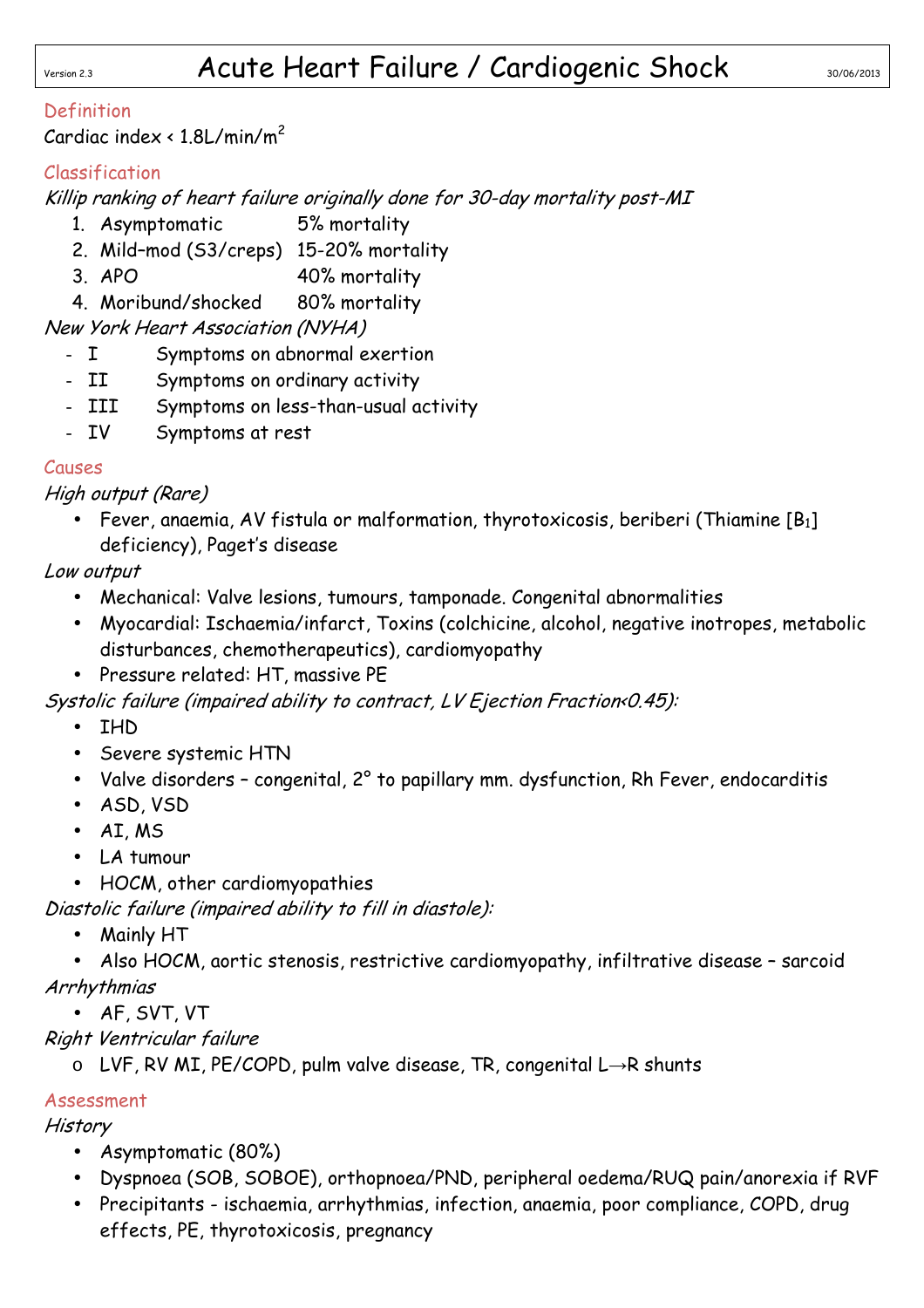# Acute Heart Failure / Cardiogenic Shock

Version 2.3 — 30/06/2013

## Definition

Cardiac index < 1.8L/min/m$^2$

## Classification

*Killip ranking of heart failure originally done for 30-day mortality post-MI*

1. Asymptomatic — 5% mortality
2. Mild–mod (S3/creps) — 15-20% mortality
3. APO — 40% mortality
4. Moribund/shocked — 80% mortality

*New York Heart Association (NYHA)*

- I — Symptoms on abnormal exertion
- II — Symptoms on ordinary activity
- III — Symptoms on less-than-usual activity
- IV — Symptoms at rest

## Causes

*High output (Rare)*

- Fever, anaemia, AV fistula or malformation, thyrotoxicosis, beriberi (Thiamine [$B_1$] deficiency), Paget's disease

*Low output*

- Mechanical: Valve lesions, tumours, tamponade. Congenital abnormalities
- Myocardial: Ischaemia/infarct, Toxins (colchicine, alcohol, negative inotropes, metabolic disturbances, chemotherapeutics), cardiomyopathy
- Pressure related: HT, massive PE

*Systolic failure (impaired ability to contract, LV Ejection Fraction<0.45):*

- IHD
- Severe systemic HTN
- Valve disorders – congenital, 2° to papillary mm. dysfunction, Rh Fever, endocarditis
- ASD, VSD
- AI, MS
- LA tumour
- HOCM, other cardiomyopathies

*Diastolic failure (impaired ability to fill in diastole):*

- Mainly HT
- Also HOCM, aortic stenosis, restrictive cardiomyopathy, infiltrative disease – sarcoid

*Arrhythmias*

- AF, SVT, VT

*Right Ventricular failure*

- LVF, RV MI, PE/COPD, pulm valve disease, TR, congenital L→R shunts

## Assessment

*History*

- Asymptomatic (80%)
- Dyspnoea (SOB, SOBOE), orthopnoea/PND, peripheral oedema/RUQ pain/anorexia if RVF
- Precipitants - ischaemia, arrhythmias, infection, anaemia, poor compliance, COPD, drug effects, PE, thyrotoxicosis, pregnancy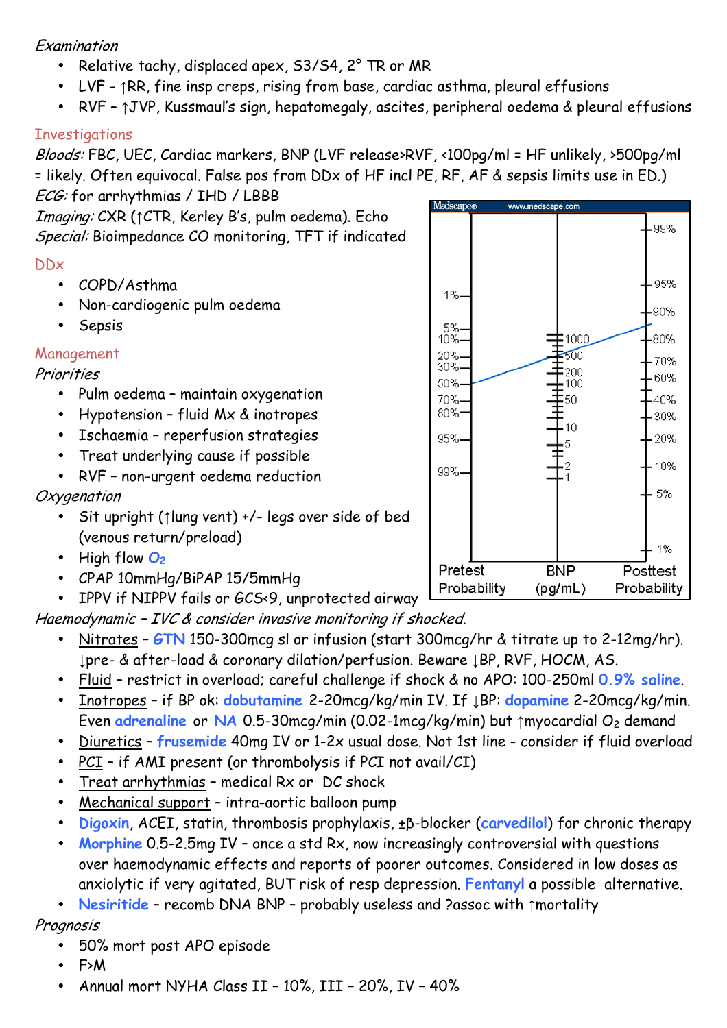*Examination*

- Relative tachy, displaced apex, S3/S4, 2° TR or MR
- LVF - ↑RR, fine insp creps, rising from base, cardiac asthma, pleural effusions
- RVF – ↑JVP, Kussmaul's sign, hepatomegaly, ascites, peripheral oedema & pleural effusions

## Investigations

*Bloods:* FBC, UEC, Cardiac markers, BNP (LVF release>RVF, <100pg/ml = HF unlikely, >500pg/ml = likely. Often equivocal. False pos from DDx of HF incl PE, RF, AF & sepsis limits use in ED.)

*ECG:* for arrhythmias / IHD / LBBB

*Imaging:* CXR (↑CTR, Kerley B's, pulm oedema). Echo

*Special:* Bioimpedance CO monitoring, TFT if indicated

Medscape® www.medscape.com

Pretest Probability: 1%, 5%, 10%, 20%, 30%, 50%, 70%, 80%, 95%, 99%

BNP (pg/mL): 1000, 500, 200, 100, 50, 10, 5, 2, 1

Posttest Probability: 99%, 95%, 90%, 80%, 70%, 60%, 40%, 30%, 20%, 10%, 5%, 1%

## DDx

- COPD/Asthma
- Non-cardiogenic pulm oedema
- Sepsis

## Management

*Priorities*

- Pulm oedema – maintain oxygenation
- Hypotension – fluid Mx & inotropes
- Ischaemia – reperfusion strategies
- Treat underlying cause if possible
- RVF – non-urgent oedema reduction

*Oxygenation*

- Sit upright (↑lung vent) +/- legs over side of bed (venous return/preload)
- High flow $O_2$
- CPAP 10mmHg/BiPAP 15/5mmHg
- IPPV if NIPPV fails or GCS<9, unprotected airway

*Haemodynamic – IVC & consider invasive monitoring if shocked.*

- Nitrates – **GTN** 150-300mcg sl or infusion (start 300mcg/hr & titrate up to 2-12mg/hr). ↓pre- & after-load & coronary dilation/perfusion. Beware ↓BP, RVF, HOCM, AS.
- Fluid – restrict in overload; careful challenge if shock & no APO: 100-250ml **0.9% saline**.
- Inotropes – if BP ok: **dobutamine** 2-20mcg/kg/min IV. If ↓BP: **dopamine** 2-20mcg/kg/min. Even **adrenaline** or **NA** 0.5-30mcg/min (0.02-1mcg/kg/min) but ↑myocardial $O_2$ demand
- Diuretics – **frusemide** 40mg IV or 1-2x usual dose. Not 1st line - consider if fluid overload
- PCI – if AMI present (or thrombolysis if PCI not avail/CI)
- Treat arrhythmias – medical Rx or DC shock
- Mechanical support – intra-aortic balloon pump
- **Digoxin**, ACEI, statin, thrombosis prophylaxis, ±β-blocker (**carvedilol**) for chronic therapy
- **Morphine** 0.5-2.5mg IV – once a std Rx, now increasingly controversial with questions over haemodynamic effects and reports of poorer outcomes. Considered in low doses as anxiolytic if very agitated, BUT risk of resp depression. **Fentanyl** a possible alternative.
- **Nesiritide** – recomb DNA BNP – probably useless and ?assoc with ↑mortality

*Prognosis*

- 50% mort post APO episode
- F>M
- Annual mort NYHA Class II – 10%, III – 20%, IV – 40%